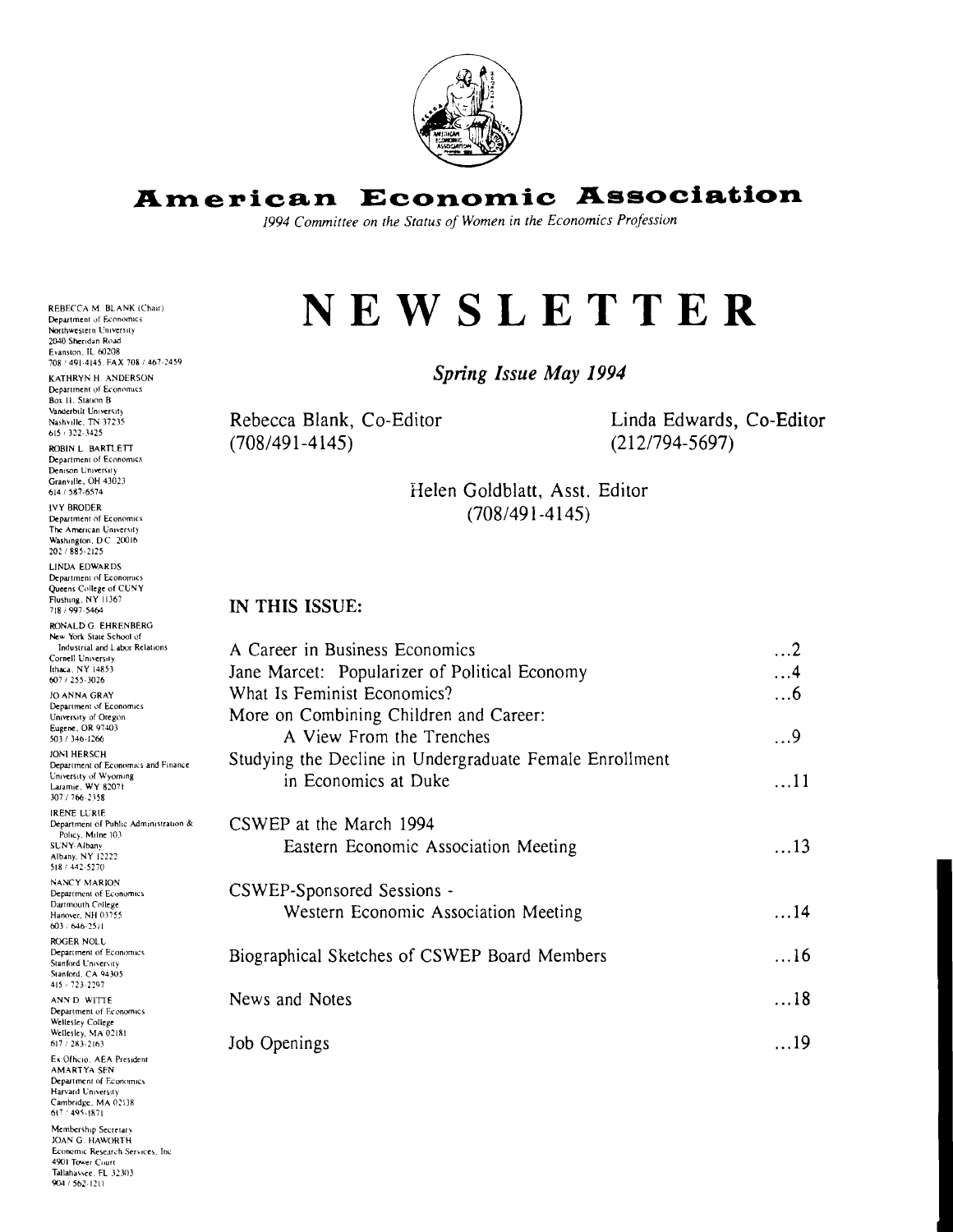# American Economic Association

*1994 Committee on the Status of Women in the Economics Profession*

REBECCA M. BLANK (Chair)
Department of Economics
Northwestern University
2040 Sheridan Road
Evanston, IL 60208
708 / 491-4145, FAX 708 / 467-2459

KATHRYN H. ANDERSON
Department of Economics
Box 11, Station B
Vanderbilt University
Nashville, TN 37235
615 / 322-3425

ROBIN L. BARTLETT
Department of Economics
Denison University
Granville, OH 43023
614 / 587-6574

IVY BRODER
Department of Economics
The American University
Washington, D.C. 20016
202 / 885-2125

LINDA EDWARDS
Department of Economics
Queens College of CUNY
Flushing, NY 11367
718 / 997-5464

RONALD G. EHRENBERG
New York State School of Industrial and Labor Relations
Cornell University
Ithaca, NY 14853
607 / 255-3026

JO ANNA GRAY
Department of Economics
University of Oregon
Eugene, OR 97403
503 / 346-1266

JONI HERSCH
Department of Economics and Finance
University of Wyoming
Laramie, WY 82071
307 / 766-2358

IRENE LURIE
Department of Public Administration & Policy, Milne 103
SUNY-Albany
Albany, NY 12222
518 / 442-5270

NANCY MARION
Department of Economics
Dartmouth College
Hanover, NH 03755
603 / 646-2511

ROGER NOLL
Department of Economics
Stanford University
Stanford, CA 94305
415 / 723-2297

ANN D. WITTE
Department of Economics
Wellesley College
Wellesley, MA 02181
617 / 283-2163

Ex Officio, AEA President
AMARTYA SEN
Department of Economics
Harvard University
Cambridge, MA 02138
617 / 495-1871

Membership Secretary
JOAN G. HAWORTH
Economic Research Services, Inc.
4901 Tower Court
Tallahassee, FL 32303
904 / 562-1211

# NEWSLETTER

***Spring Issue May 1994***

Rebecca Blank, Co-Editor
(708/491-4145)

Linda Edwards, Co-Editor
(212/794-5697)

Helen Goldblatt, Asst. Editor
(708/491-4145)

## IN THIS ISSUE:

| | |
|---|---|
| A Career in Business Economics | ...2 |
| Jane Marcet: Popularizer of Political Economy | ...4 |
| What Is Feminist Economics? | ...6 |
| More on Combining Children and Career: A View From the Trenches | ...9 |
| Studying the Decline in Undergraduate Female Enrollment in Economics at Duke | ...11 |
| CSWEP at the March 1994 Eastern Economic Association Meeting | ...13 |
| CSWEP-Sponsored Sessions - Western Economic Association Meeting | ...14 |
| Biographical Sketches of CSWEP Board Members | ...16 |
| News and Notes | ...18 |
| Job Openings | ...19 |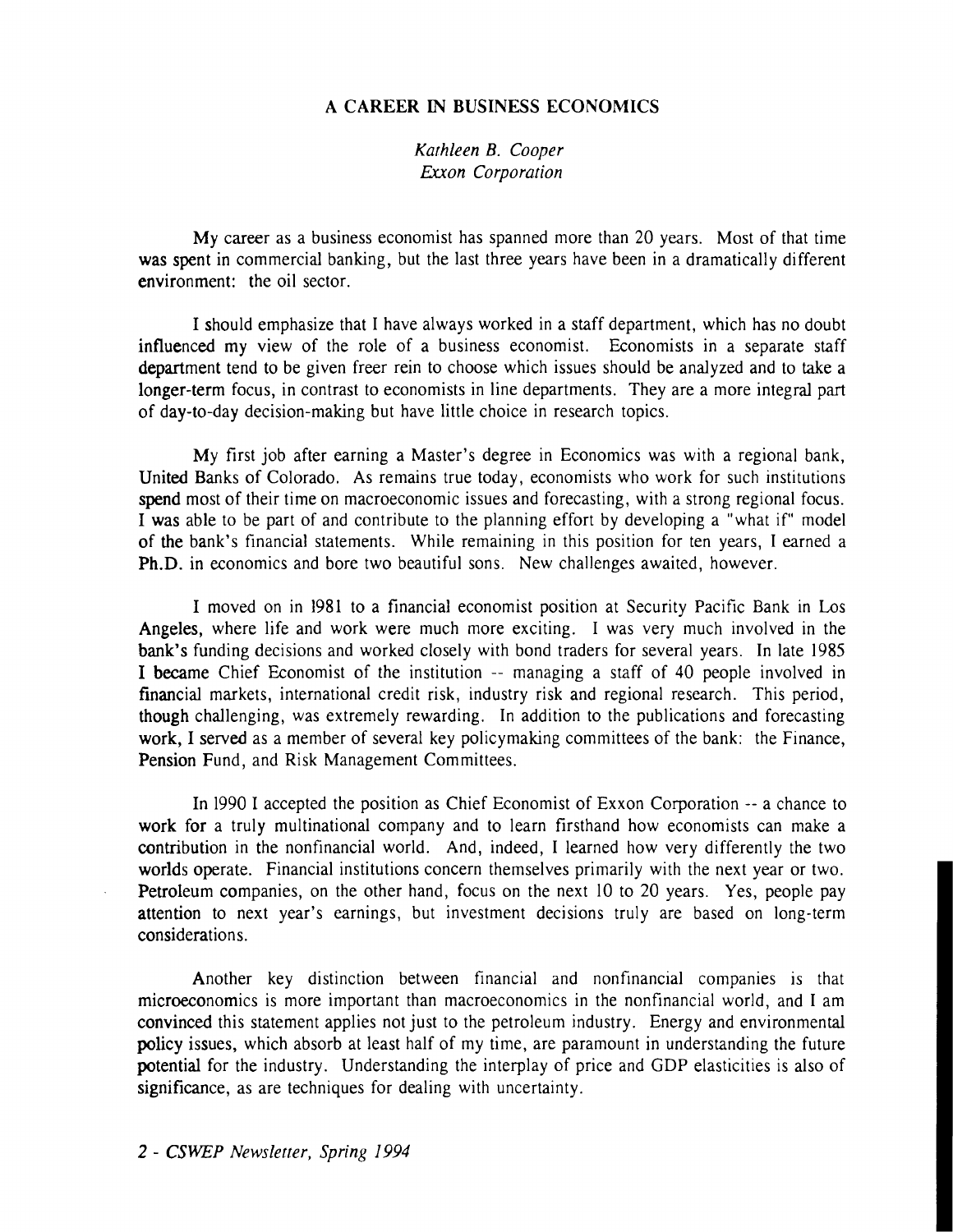## A CAREER IN BUSINESS ECONOMICS

*Kathleen B. Cooper*
*Exxon Corporation*

My career as a business economist has spanned more than 20 years. Most of that time was spent in commercial banking, but the last three years have been in a dramatically different environment: the oil sector.

I should emphasize that I have always worked in a staff department, which has no doubt influenced my view of the role of a business economist. Economists in a separate staff department tend to be given freer rein to choose which issues should be analyzed and to take a longer-term focus, in contrast to economists in line departments. They are a more integral part of day-to-day decision-making but have little choice in research topics.

My first job after earning a Master's degree in Economics was with a regional bank, United Banks of Colorado. As remains true today, economists who work for such institutions spend most of their time on macroeconomic issues and forecasting, with a strong regional focus. I was able to be part of and contribute to the planning effort by developing a "what if" model of the bank's financial statements. While remaining in this position for ten years, I earned a Ph.D. in economics and bore two beautiful sons. New challenges awaited, however.

I moved on in 1981 to a financial economist position at Security Pacific Bank in Los Angeles, where life and work were much more exciting. I was very much involved in the bank's funding decisions and worked closely with bond traders for several years. In late 1985 I became Chief Economist of the institution -- managing a staff of 40 people involved in financial markets, international credit risk, industry risk and regional research. This period, though challenging, was extremely rewarding. In addition to the publications and forecasting work, I served as a member of several key policymaking committees of the bank: the Finance, Pension Fund, and Risk Management Committees.

In 1990 I accepted the position as Chief Economist of Exxon Corporation -- a chance to work for a truly multinational company and to learn firsthand how economists can make a contribution in the nonfinancial world. And, indeed, I learned how very differently the two worlds operate. Financial institutions concern themselves primarily with the next year or two. Petroleum companies, on the other hand, focus on the next 10 to 20 years. Yes, people pay attention to next year's earnings, but investment decisions truly are based on long-term considerations.

Another key distinction between financial and nonfinancial companies is that microeconomics is more important than macroeconomics in the nonfinancial world, and I am convinced this statement applies not just to the petroleum industry. Energy and environmental policy issues, which absorb at least half of my time, are paramount in understanding the future potential for the industry. Understanding the interplay of price and GDP elasticities is also of significance, as are techniques for dealing with uncertainty.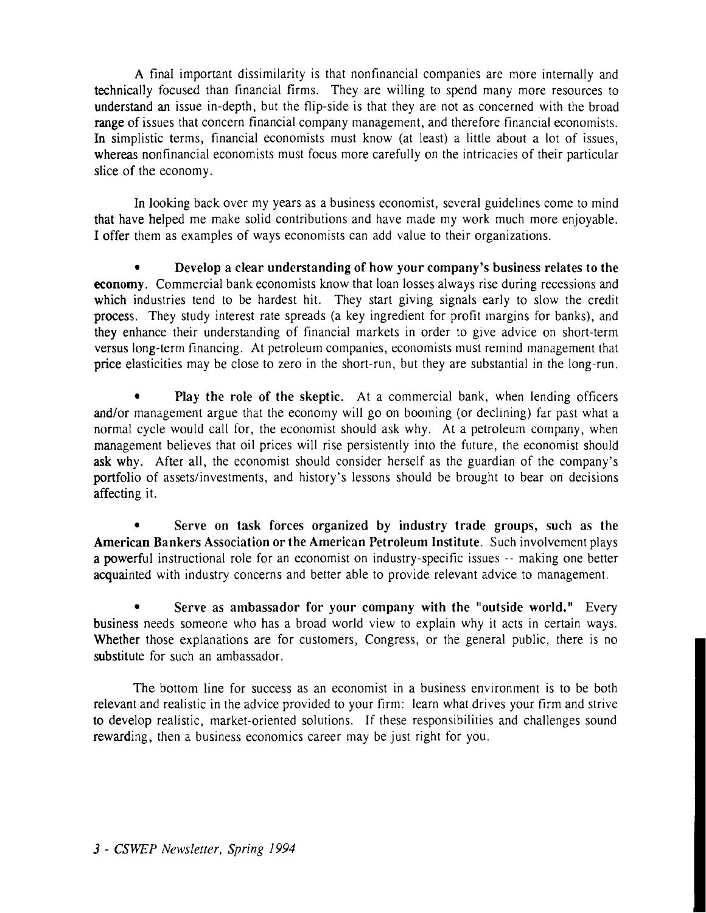A final important dissimilarity is that nonfinancial companies are more internally and technically focused than financial firms. They are willing to spend many more resources to understand an issue in-depth, but the flip-side is that they are not as concerned with the broad range of issues that concern financial company management, and therefore financial economists. In simplistic terms, financial economists must know (at least) a little about a lot of issues, whereas nonfinancial economists must focus more carefully on the intricacies of their particular slice of the economy.

In looking back over my years as a business economist, several guidelines come to mind that have helped me make solid contributions and have made my work much more enjoyable. I offer them as examples of ways economists can add value to their organizations.

- **Develop a clear understanding of how your company's business relates to the economy.** Commercial bank economists know that loan losses always rise during recessions and which industries tend to be hardest hit. They start giving signals early to slow the credit process. They study interest rate spreads (a key ingredient for profit margins for banks), and they enhance their understanding of financial markets in order to give advice on short-term versus long-term financing. At petroleum companies, economists must remind management that price elasticities may be close to zero in the short-run, but they are substantial in the long-run.

- **Play the role of the skeptic.** At a commercial bank, when lending officers and/or management argue that the economy will go on booming (or declining) far past what a normal cycle would call for, the economist should ask why. At a petroleum company, when management believes that oil prices will rise persistently into the future, the economist should ask why. After all, the economist should consider herself as the guardian of the company's portfolio of assets/investments, and history's lessons should be brought to bear on decisions affecting it.

- **Serve on task forces organized by industry trade groups, such as the American Bankers Association or the American Petroleum Institute.** Such involvement plays a powerful instructional role for an economist on industry-specific issues -- making one better acquainted with industry concerns and better able to provide relevant advice to management.

- **Serve as ambassador for your company with the "outside world."** Every business needs someone who has a broad world view to explain why it acts in certain ways. Whether those explanations are for customers, Congress, or the general public, there is no substitute for such an ambassador.

The bottom line for success as an economist in a business environment is to be both relevant and realistic in the advice provided to your firm: learn what drives your firm and strive to develop realistic, market-oriented solutions. If these responsibilities and challenges sound rewarding, then a business economics career may be just right for you.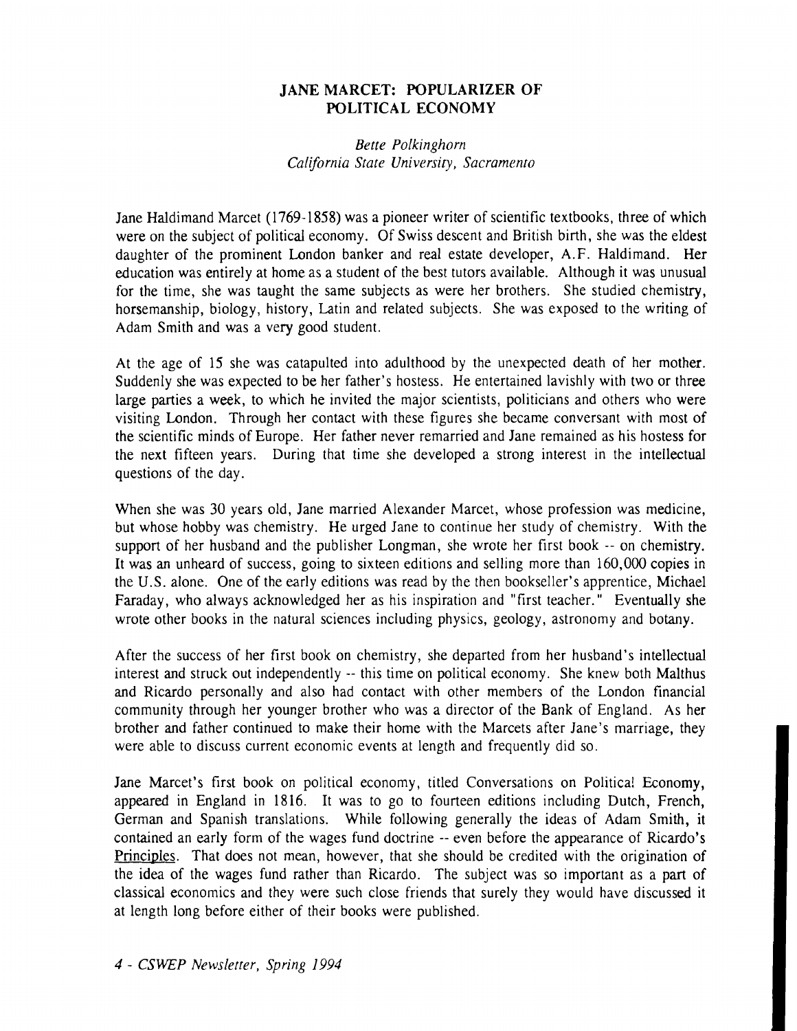# JANE MARCET: POPULARIZER OF POLITICAL ECONOMY

*Bette Polkinghorn*
*California State University, Sacramento*

Jane Haldimand Marcet (1769-1858) was a pioneer writer of scientific textbooks, three of which were on the subject of political economy. Of Swiss descent and British birth, she was the eldest daughter of the prominent London banker and real estate developer, A.F. Haldimand. Her education was entirely at home as a student of the best tutors available. Although it was unusual for the time, she was taught the same subjects as were her brothers. She studied chemistry, horsemanship, biology, history, Latin and related subjects. She was exposed to the writing of Adam Smith and was a very good student.

At the age of 15 she was catapulted into adulthood by the unexpected death of her mother. Suddenly she was expected to be her father's hostess. He entertained lavishly with two or three large parties a week, to which he invited the major scientists, politicians and others who were visiting London. Through her contact with these figures she became conversant with most of the scientific minds of Europe. Her father never remarried and Jane remained as his hostess for the next fifteen years. During that time she developed a strong interest in the intellectual questions of the day.

When she was 30 years old, Jane married Alexander Marcet, whose profession was medicine, but whose hobby was chemistry. He urged Jane to continue her study of chemistry. With the support of her husband and the publisher Longman, she wrote her first book -- on chemistry. It was an unheard of success, going to sixteen editions and selling more than 160,000 copies in the U.S. alone. One of the early editions was read by the then bookseller's apprentice, Michael Faraday, who always acknowledged her as his inspiration and "first teacher." Eventually she wrote other books in the natural sciences including physics, geology, astronomy and botany.

After the success of her first book on chemistry, she departed from her husband's intellectual interest and struck out independently -- this time on political economy. She knew both Malthus and Ricardo personally and also had contact with other members of the London financial community through her younger brother who was a director of the Bank of England. As her brother and father continued to make their home with the Marcets after Jane's marriage, they were able to discuss current economic events at length and frequently did so.

Jane Marcet's first book on political economy, titled Conversations on Political Economy, appeared in England in 1816. It was to go to fourteen editions including Dutch, French, German and Spanish translations. While following generally the ideas of Adam Smith, it contained an early form of the wages fund doctrine -- even before the appearance of Ricardo's Principles. That does not mean, however, that she should be credited with the origination of the idea of the wages fund rather than Ricardo. The subject was so important as a part of classical economics and they were such close friends that surely they would have discussed it at length long before either of their books were published.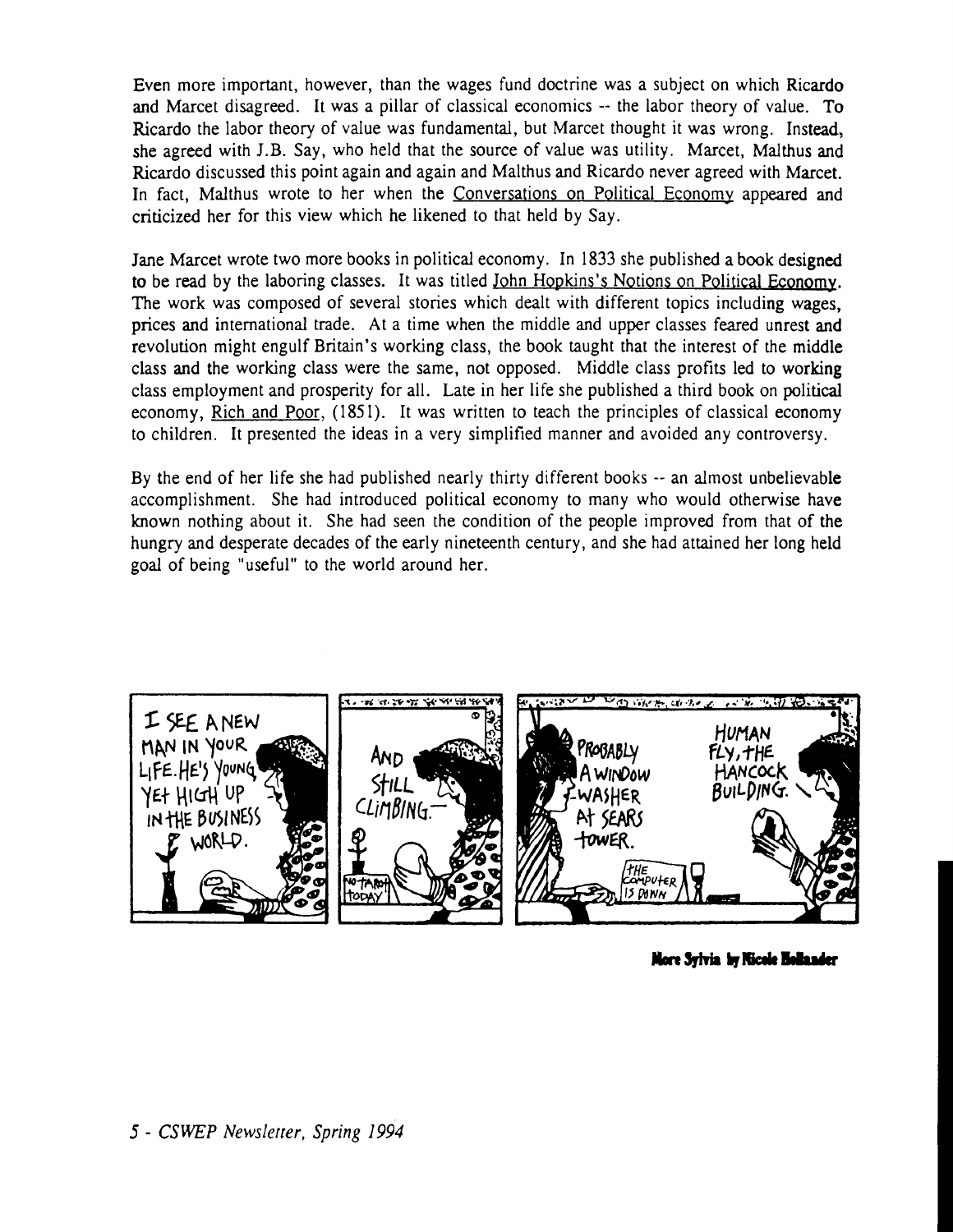Even more important, however, than the wages fund doctrine was a subject on which Ricardo and Marcet disagreed. It was a pillar of classical economics -- the labor theory of value. To Ricardo the labor theory of value was fundamental, but Marcet thought it was wrong. Instead, she agreed with J.B. Say, who held that the source of value was utility. Marcet, Malthus and Ricardo discussed this point again and again and Malthus and Ricardo never agreed with Marcet. In fact, Malthus wrote to her when the Conversations on Political Economy appeared and criticized her for this view which he likened to that held by Say.

Jane Marcet wrote two more books in political economy. In 1833 she published a book designed to be read by the laboring classes. It was titled John Hopkins's Notions on Political Economy. The work was composed of several stories which dealt with different topics including wages, prices and international trade. At a time when the middle and upper classes feared unrest and revolution might engulf Britain's working class, the book taught that the interest of the middle class and the working class were the same, not opposed. Middle class profits led to working class employment and prosperity for all. Late in her life she published a third book on political economy, Rich and Poor, (1851). It was written to teach the principles of classical economy to children. It presented the ideas in a very simplified manner and avoided any controversy.

By the end of her life she had published nearly thirty different books -- an almost unbelievable accomplishment. She had introduced political economy to many who would otherwise have known nothing about it. She had seen the condition of the people improved from that of the hungry and desperate decades of the early nineteenth century, and she had attained her long held goal of being "useful" to the world around her.

**More Sylvia by Nicole Hollander**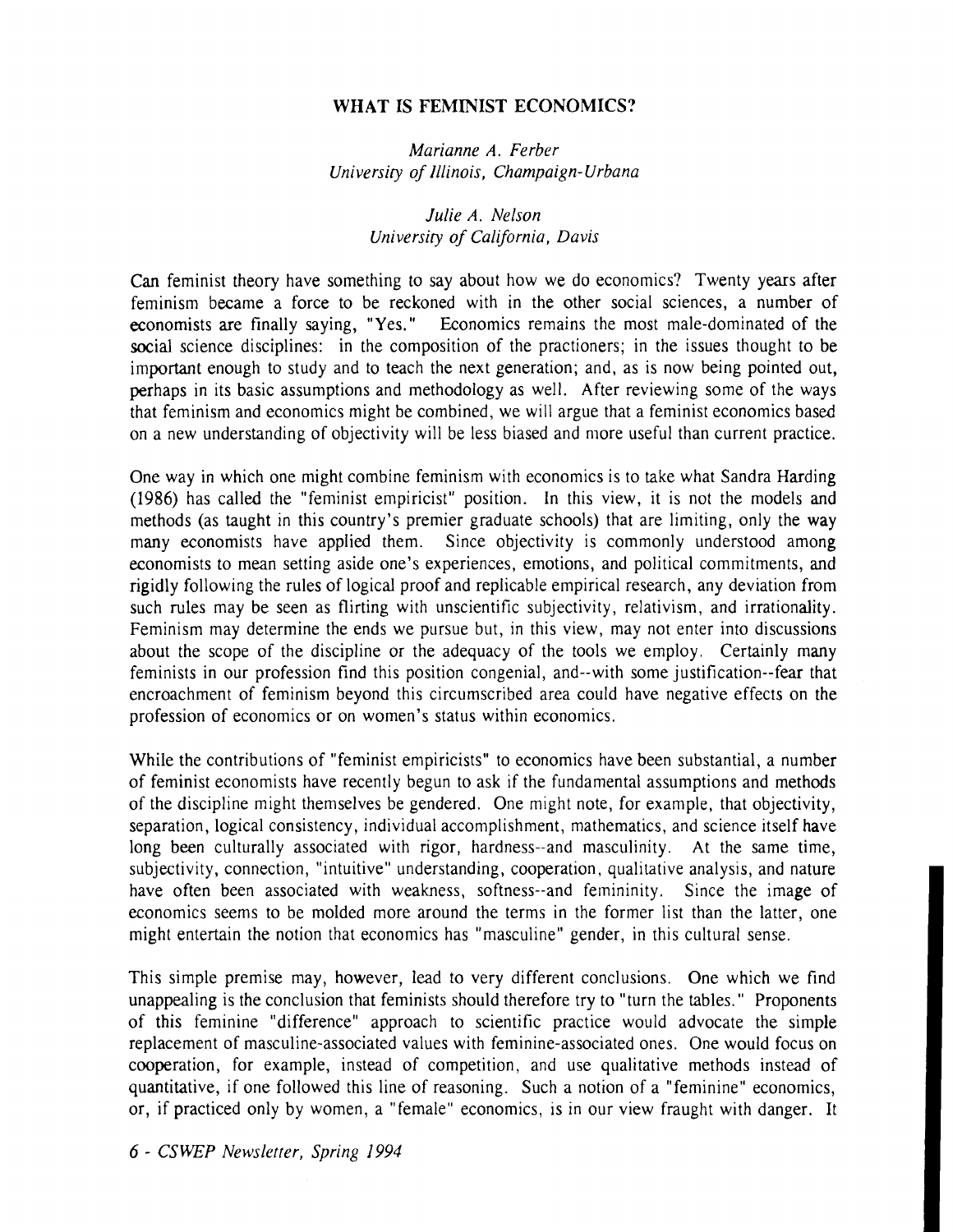## WHAT IS FEMINIST ECONOMICS?

*Marianne A. Ferber*
*University of Illinois, Champaign-Urbana*

*Julie A. Nelson*
*University of California, Davis*

Can feminist theory have something to say about how we do economics? Twenty years after feminism became a force to be reckoned with in the other social sciences, a number of economists are finally saying, "Yes." Economics remains the most male-dominated of the social science disciplines: in the composition of the practioners; in the issues thought to be important enough to study and to teach the next generation; and, as is now being pointed out, perhaps in its basic assumptions and methodology as well. After reviewing some of the ways that feminism and economics might be combined, we will argue that a feminist economics based on a new understanding of objectivity will be less biased and more useful than current practice.

One way in which one might combine feminism with economics is to take what Sandra Harding (1986) has called the "feminist empiricist" position. In this view, it is not the models and methods (as taught in this country's premier graduate schools) that are limiting, only the way many economists have applied them. Since objectivity is commonly understood among economists to mean setting aside one's experiences, emotions, and political commitments, and rigidly following the rules of logical proof and replicable empirical research, any deviation from such rules may be seen as flirting with unscientific subjectivity, relativism, and irrationality. Feminism may determine the ends we pursue but, in this view, may not enter into discussions about the scope of the discipline or the adequacy of the tools we employ. Certainly many feminists in our profession find this position congenial, and--with some justification--fear that encroachment of feminism beyond this circumscribed area could have negative effects on the profession of economics or on women's status within economics.

While the contributions of "feminist empiricists" to economics have been substantial, a number of feminist economists have recently begun to ask if the fundamental assumptions and methods of the discipline might themselves be gendered. One might note, for example, that objectivity, separation, logical consistency, individual accomplishment, mathematics, and science itself have long been culturally associated with rigor, hardness--and masculinity. At the same time, subjectivity, connection, "intuitive" understanding, cooperation, qualitative analysis, and nature have often been associated with weakness, softness--and femininity. Since the image of economics seems to be molded more around the terms in the former list than the latter, one might entertain the notion that economics has "masculine" gender, in this cultural sense.

This simple premise may, however, lead to very different conclusions. One which we find unappealing is the conclusion that feminists should therefore try to "turn the tables." Proponents of this feminine "difference" approach to scientific practice would advocate the simple replacement of masculine-associated values with feminine-associated ones. One would focus on cooperation, for example, instead of competition, and use qualitative methods instead of quantitative, if one followed this line of reasoning. Such a notion of a "feminine" economics, or, if practiced only by women, a "female" economics, is in our view fraught with danger. It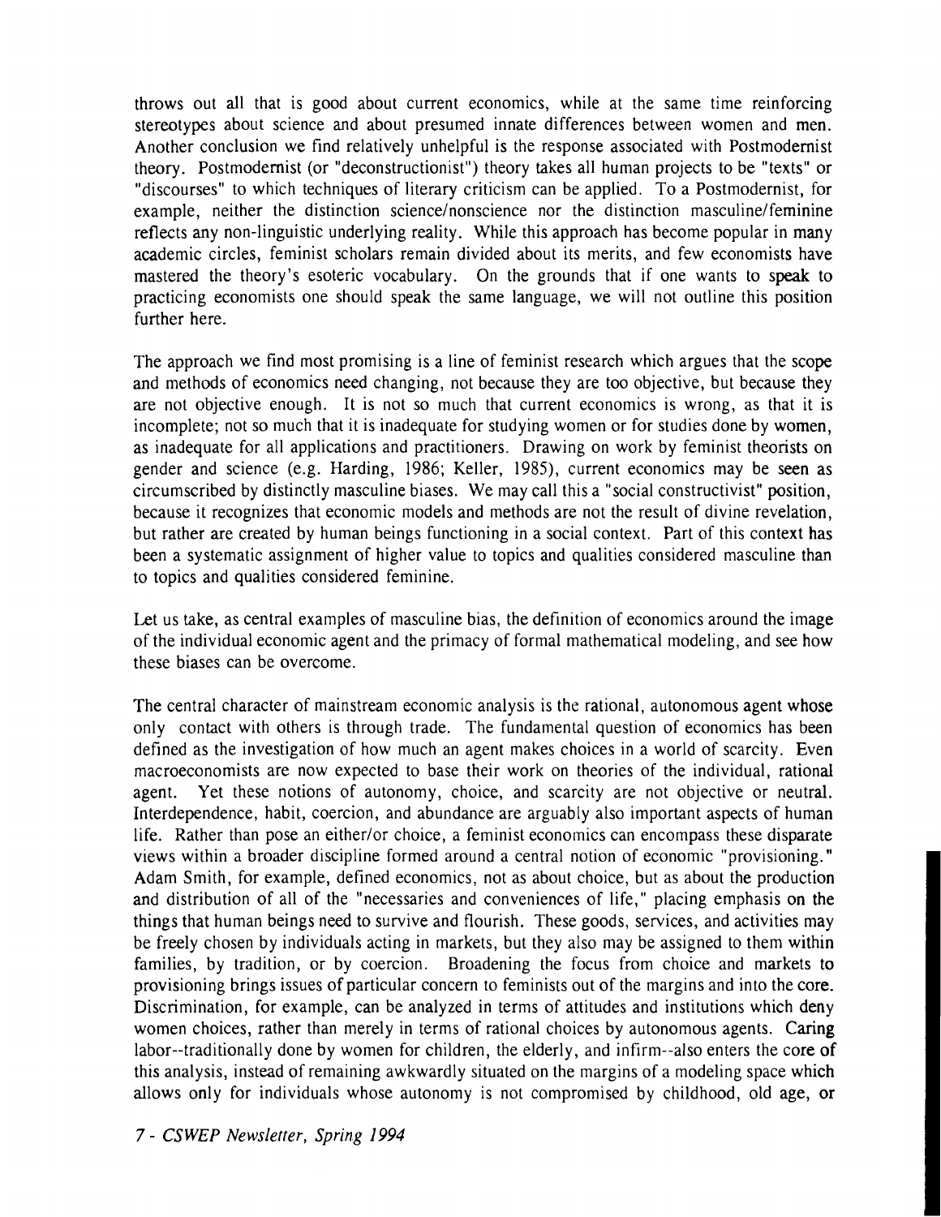throws out all that is good about current economics, while at the same time reinforcing stereotypes about science and about presumed innate differences between women and men. Another conclusion we find relatively unhelpful is the response associated with Postmodernist theory. Postmodernist (or "deconstructionist") theory takes all human projects to be "texts" or "discourses" to which techniques of literary criticism can be applied. To a Postmodernist, for example, neither the distinction science/nonscience nor the distinction masculine/feminine reflects any non-linguistic underlying reality. While this approach has become popular in many academic circles, feminist scholars remain divided about its merits, and few economists have mastered the theory's esoteric vocabulary. On the grounds that if one wants to speak to practicing economists one should speak the same language, we will not outline this position further here.

The approach we find most promising is a line of feminist research which argues that the scope and methods of economics need changing, not because they are too objective, but because they are not objective enough. It is not so much that current economics is wrong, as that it is incomplete; not so much that it is inadequate for studying women or for studies done by women, as inadequate for all applications and practitioners. Drawing on work by feminist theorists on gender and science (e.g. Harding, 1986; Keller, 1985), current economics may be seen as circumscribed by distinctly masculine biases. We may call this a "social constructivist" position, because it recognizes that economic models and methods are not the result of divine revelation, but rather are created by human beings functioning in a social context. Part of this context has been a systematic assignment of higher value to topics and qualities considered masculine than to topics and qualities considered feminine.

Let us take, as central examples of masculine bias, the definition of economics around the image of the individual economic agent and the primacy of formal mathematical modeling, and see how these biases can be overcome.

The central character of mainstream economic analysis is the rational, autonomous agent whose only contact with others is through trade. The fundamental question of economics has been defined as the investigation of how much an agent makes choices in a world of scarcity. Even macroeconomists are now expected to base their work on theories of the individual, rational agent. Yet these notions of autonomy, choice, and scarcity are not objective or neutral. Interdependence, habit, coercion, and abundance are arguably also important aspects of human life. Rather than pose an either/or choice, a feminist economics can encompass these disparate views within a broader discipline formed around a central notion of economic "provisioning." Adam Smith, for example, defined economics, not as about choice, but as about the production and distribution of all of the "necessaries and conveniences of life," placing emphasis on the things that human beings need to survive and flourish. These goods, services, and activities may be freely chosen by individuals acting in markets, but they also may be assigned to them within families, by tradition, or by coercion. Broadening the focus from choice and markets to provisioning brings issues of particular concern to feminists out of the margins and into the core. Discrimination, for example, can be analyzed in terms of attitudes and institutions which deny women choices, rather than merely in terms of rational choices by autonomous agents. Caring labor--traditionally done by women for children, the elderly, and infirm--also enters the core of this analysis, instead of remaining awkwardly situated on the margins of a modeling space which allows only for individuals whose autonomy is not compromised by childhood, old age, or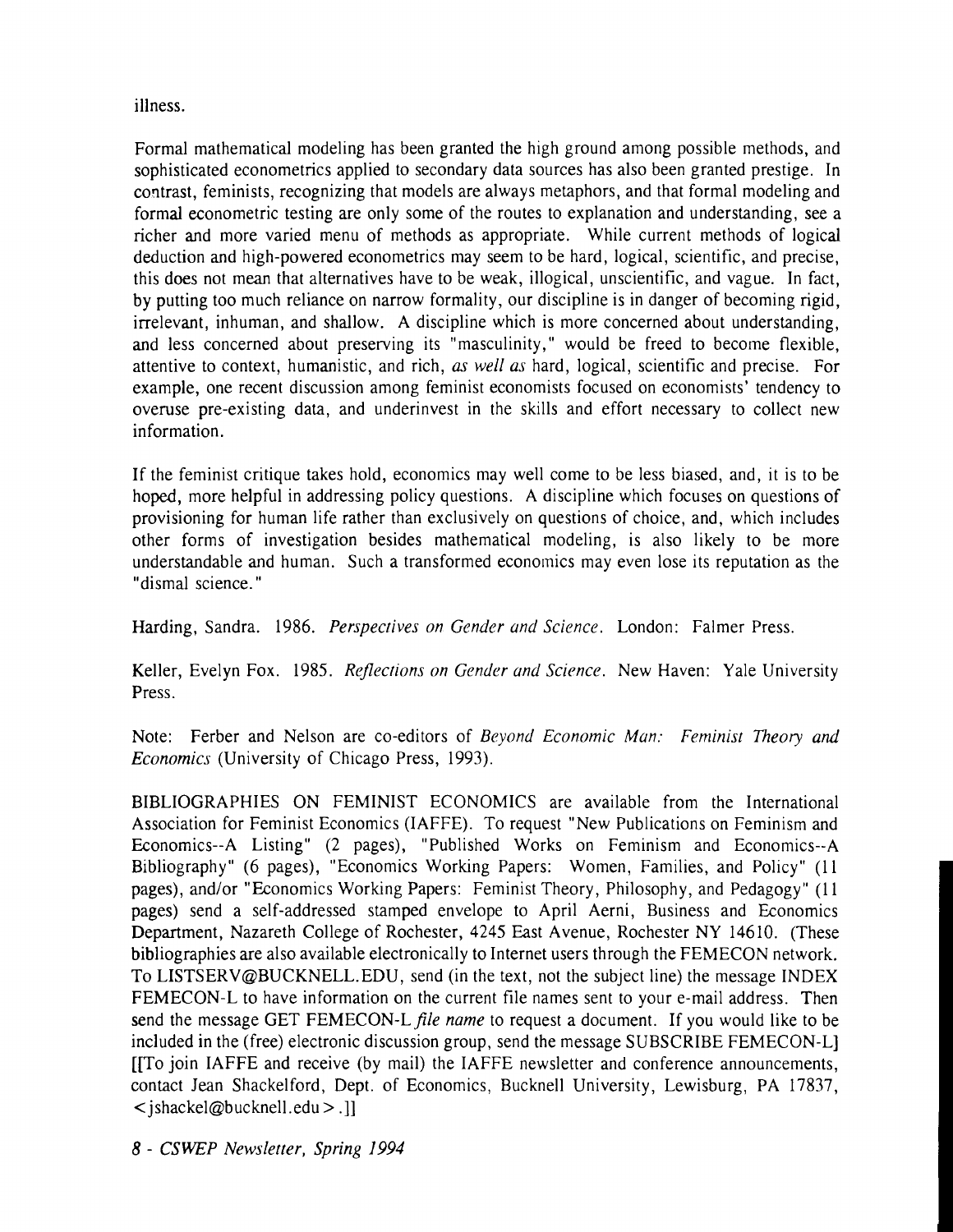illness.

Formal mathematical modeling has been granted the high ground among possible methods, and sophisticated econometrics applied to secondary data sources has also been granted prestige. In contrast, feminists, recognizing that models are always metaphors, and that formal modeling and formal econometric testing are only some of the routes to explanation and understanding, see a richer and more varied menu of methods as appropriate. While current methods of logical deduction and high-powered econometrics may seem to be hard, logical, scientific, and precise, this does not mean that alternatives have to be weak, illogical, unscientific, and vague. In fact, by putting too much reliance on narrow formality, our discipline is in danger of becoming rigid, irrelevant, inhuman, and shallow. A discipline which is more concerned about understanding, and less concerned about preserving its "masculinity," would be freed to become flexible, attentive to context, humanistic, and rich, *as well as* hard, logical, scientific and precise. For example, one recent discussion among feminist economists focused on economists' tendency to overuse pre-existing data, and underinvest in the skills and effort necessary to collect new information.

If the feminist critique takes hold, economics may well come to be less biased, and, it is to be hoped, more helpful in addressing policy questions. A discipline which focuses on questions of provisioning for human life rather than exclusively on questions of choice, and, which includes other forms of investigation besides mathematical modeling, is also likely to be more understandable and human. Such a transformed economics may even lose its reputation as the "dismal science."

Harding, Sandra. 1986. *Perspectives on Gender and Science*. London: Falmer Press.

Keller, Evelyn Fox. 1985. *Reflections on Gender and Science*. New Haven: Yale University Press.

Note: Ferber and Nelson are co-editors of *Beyond Economic Man: Feminist Theory and Economics* (University of Chicago Press, 1993).

BIBLIOGRAPHIES ON FEMINIST ECONOMICS are available from the International Association for Feminist Economics (IAFFE). To request "New Publications on Feminism and Economics--A Listing" (2 pages), "Published Works on Feminism and Economics--A Bibliography" (6 pages), "Economics Working Papers: Women, Families, and Policy" (11 pages), and/or "Economics Working Papers: Feminist Theory, Philosophy, and Pedagogy" (11 pages) send a self-addressed stamped envelope to April Aerni, Business and Economics Department, Nazareth College of Rochester, 4245 East Avenue, Rochester NY 14610. (These bibliographies are also available electronically to Internet users through the FEMECON network. To LISTSERV@BUCKNELL.EDU, send (in the text, not the subject line) the message INDEX FEMECON-L to have information on the current file names sent to your e-mail address. Then send the message GET FEMECON-L *file name* to request a document. If you would like to be included in the (free) electronic discussion group, send the message SUBSCRIBE FEMECON-L] [[To join IAFFE and receive (by mail) the IAFFE newsletter and conference announcements, contact Jean Shackelford, Dept. of Economics, Bucknell University, Lewisburg, PA 17837, <jshackel@bucknell.edu>.]]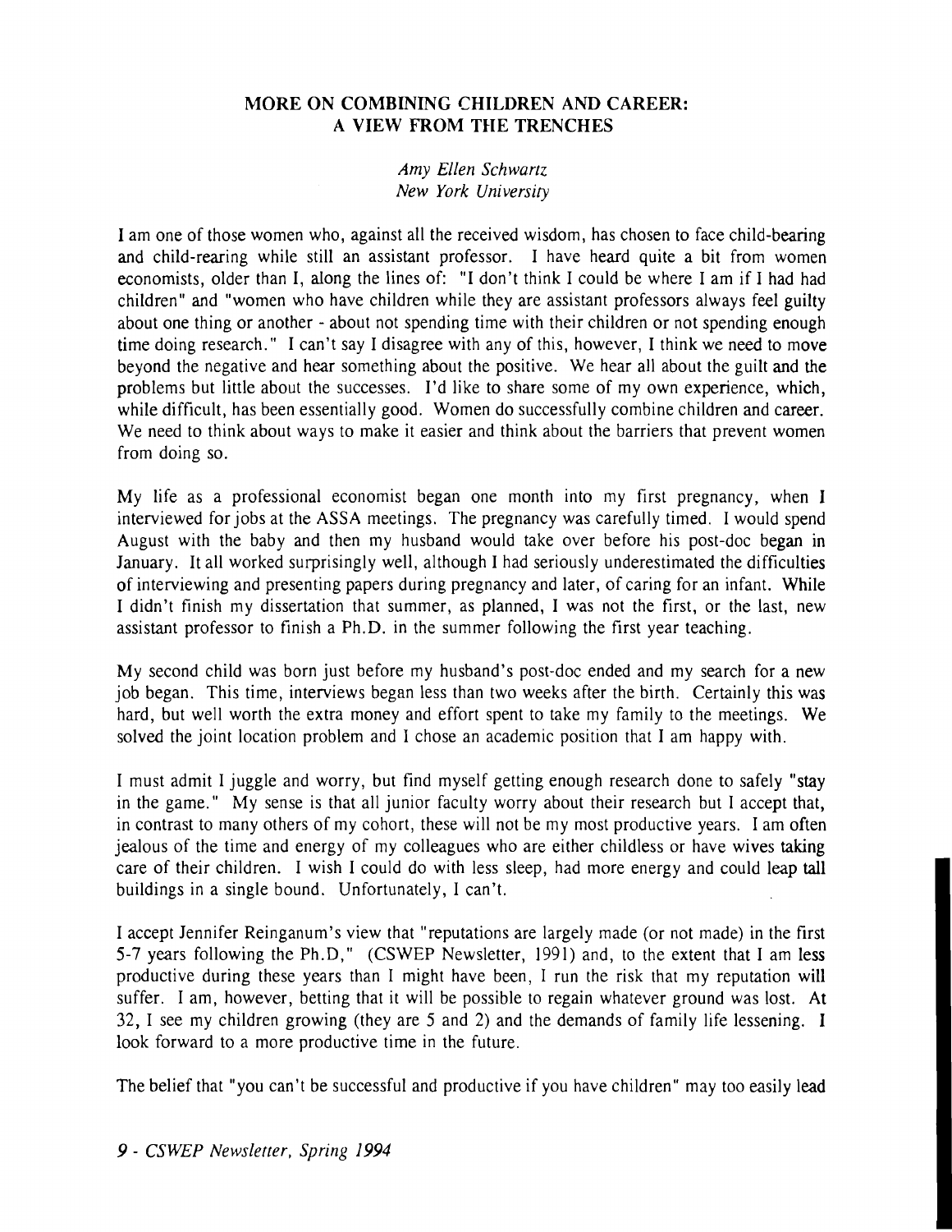## MORE ON COMBINING CHILDREN AND CAREER: A VIEW FROM THE TRENCHES

*Amy Ellen Schwartz*
*New York University*

I am one of those women who, against all the received wisdom, has chosen to face child-bearing and child-rearing while still an assistant professor. I have heard quite a bit from women economists, older than I, along the lines of: "I don't think I could be where I am if I had had children" and "women who have children while they are assistant professors always feel guilty about one thing or another - about not spending time with their children or not spending enough time doing research." I can't say I disagree with any of this, however, I think we need to move beyond the negative and hear something about the positive. We hear all about the guilt and the problems but little about the successes. I'd like to share some of my own experience, which, while difficult, has been essentially good. Women do successfully combine children and career. We need to think about ways to make it easier and think about the barriers that prevent women from doing so.

My life as a professional economist began one month into my first pregnancy, when I interviewed for jobs at the ASSA meetings. The pregnancy was carefully timed. I would spend August with the baby and then my husband would take over before his post-doc began in January. It all worked surprisingly well, although I had seriously underestimated the difficulties of interviewing and presenting papers during pregnancy and later, of caring for an infant. While I didn't finish my dissertation that summer, as planned, I was not the first, or the last, new assistant professor to finish a Ph.D. in the summer following the first year teaching.

My second child was born just before my husband's post-doc ended and my search for a new job began. This time, interviews began less than two weeks after the birth. Certainly this was hard, but well worth the extra money and effort spent to take my family to the meetings. We solved the joint location problem and I chose an academic position that I am happy with.

I must admit I juggle and worry, but find myself getting enough research done to safely "stay in the game." My sense is that all junior faculty worry about their research but I accept that, in contrast to many others of my cohort, these will not be my most productive years. I am often jealous of the time and energy of my colleagues who are either childless or have wives taking care of their children. I wish I could do with less sleep, had more energy and could leap tall buildings in a single bound. Unfortunately, I can't.

I accept Jennifer Reinganum's view that "reputations are largely made (or not made) in the first 5-7 years following the Ph.D," (CSWEP Newsletter, 1991) and, to the extent that I am less productive during these years than I might have been, I run the risk that my reputation will suffer. I am, however, betting that it will be possible to regain whatever ground was lost. At 32, I see my children growing (they are 5 and 2) and the demands of family life lessening. I look forward to a more productive time in the future.

The belief that "you can't be successful and productive if you have children" may too easily lead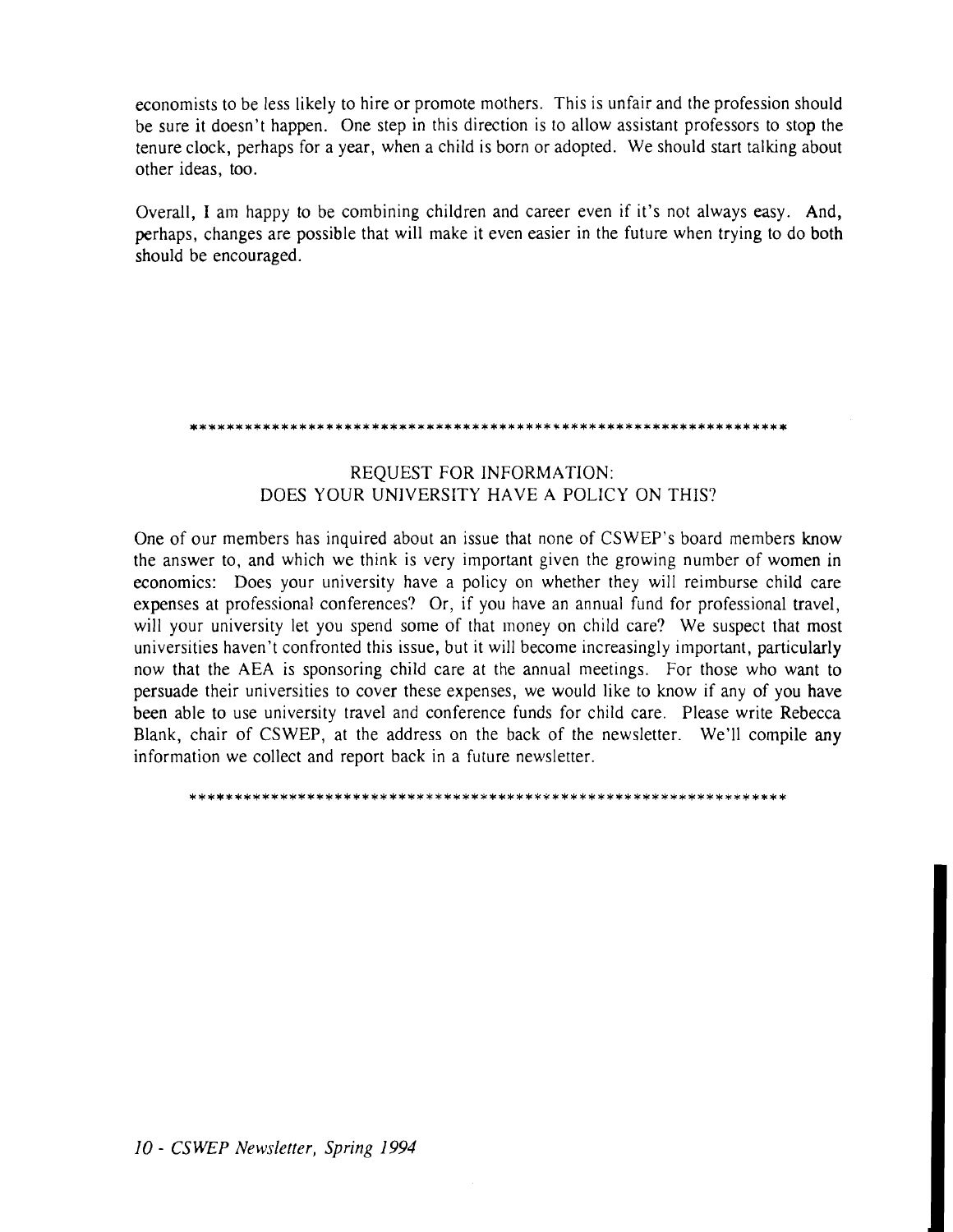economists to be less likely to hire or promote mothers. This is unfair and the profession should be sure it doesn't happen. One step in this direction is to allow assistant professors to stop the tenure clock, perhaps for a year, when a child is born or adopted. We should start talking about other ideas, too.

Overall, I am happy to be combining children and career even if it's not always easy. And, perhaps, changes are possible that will make it even easier in the future when trying to do both should be encouraged.

---

## REQUEST FOR INFORMATION: DOES YOUR UNIVERSITY HAVE A POLICY ON THIS?

One of our members has inquired about an issue that none of CSWEP's board members know the answer to, and which we think is very important given the growing number of women in economics: Does your university have a policy on whether they will reimburse child care expenses at professional conferences? Or, if you have an annual fund for professional travel, will your university let you spend some of that money on child care? We suspect that most universities haven't confronted this issue, but it will become increasingly important, particularly now that the AEA is sponsoring child care at the annual meetings. For those who want to persuade their universities to cover these expenses, we would like to know if any of you have been able to use university travel and conference funds for child care. Please write Rebecca Blank, chair of CSWEP, at the address on the back of the newsletter. We'll compile any information we collect and report back in a future newsletter.

---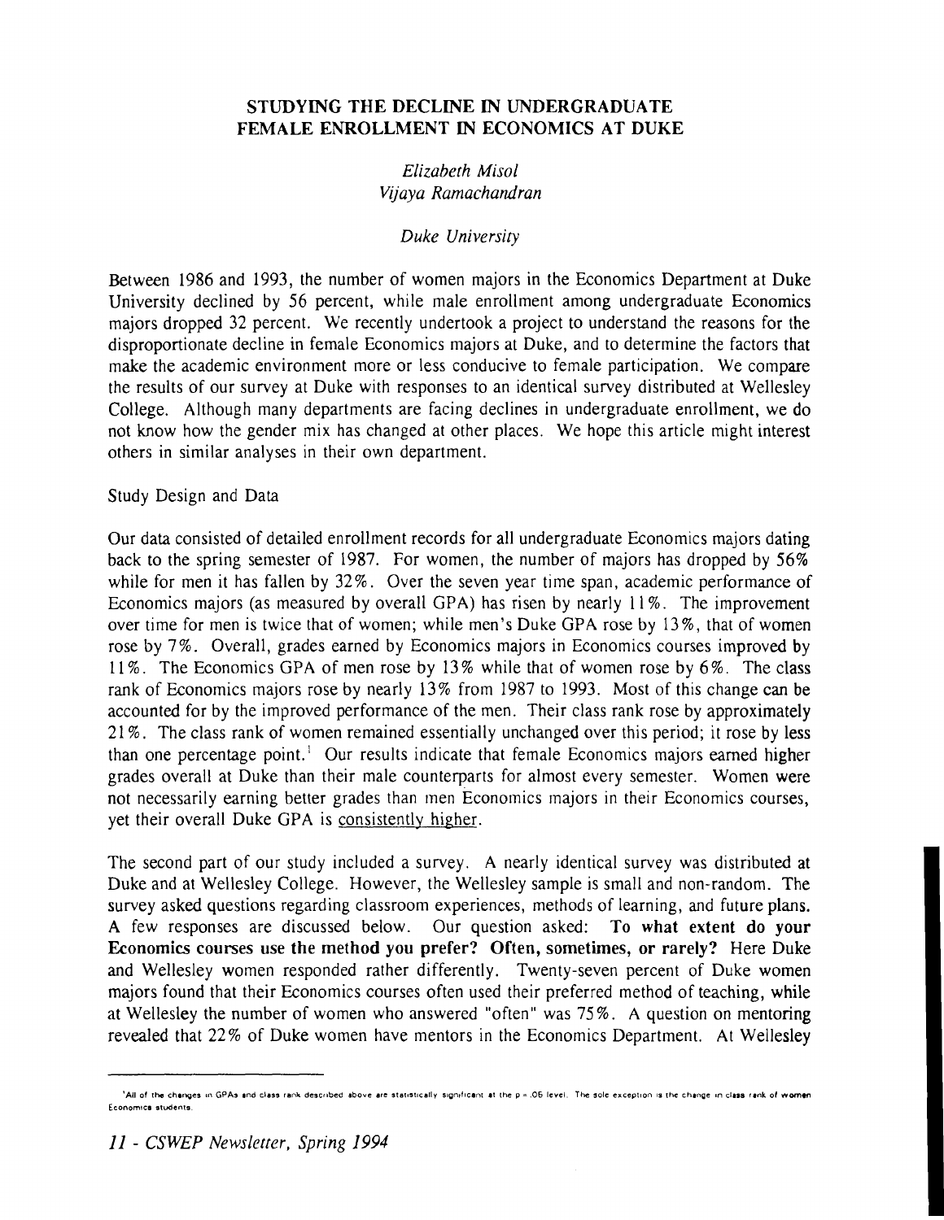## STUDYING THE DECLINE IN UNDERGRADUATE FEMALE ENROLLMENT IN ECONOMICS AT DUKE

*Elizabeth Misol*
*Vijaya Ramachandran*

*Duke University*

Between 1986 and 1993, the number of women majors in the Economics Department at Duke University declined by 56 percent, while male enrollment among undergraduate Economics majors dropped 32 percent. We recently undertook a project to understand the reasons for the disproportionate decline in female Economics majors at Duke, and to determine the factors that make the academic environment more or less conducive to female participation. We compare the results of our survey at Duke with responses to an identical survey distributed at Wellesley College. Although many departments are facing declines in undergraduate enrollment, we do not know how the gender mix has changed at other places. We hope this article might interest others in similar analyses in their own department.

Study Design and Data

Our data consisted of detailed enrollment records for all undergraduate Economics majors dating back to the spring semester of 1987. For women, the number of majors has dropped by 56% while for men it has fallen by 32%. Over the seven year time span, academic performance of Economics majors (as measured by overall GPA) has risen by nearly 11%. The improvement over time for men is twice that of women; while men's Duke GPA rose by 13%, that of women rose by 7%. Overall, grades earned by Economics majors in Economics courses improved by 11%. The Economics GPA of men rose by 13% while that of women rose by 6%. The class rank of Economics majors rose by nearly 13% from 1987 to 1993. Most of this change can be accounted for by the improved performance of the men. Their class rank rose by approximately 21%. The class rank of women remained essentially unchanged over this period; it rose by less than one percentage point.[1] Our results indicate that female Economics majors earned higher grades overall at Duke than their male counterparts for almost every semester. Women were not necessarily earning better grades than men Economics majors in their Economics courses, yet their overall Duke GPA is consistently higher.

The second part of our study included a survey. A nearly identical survey was distributed at Duke and at Wellesley College. However, the Wellesley sample is small and non-random. The survey asked questions regarding classroom experiences, methods of learning, and future plans. A few responses are discussed below. Our question asked: **To what extent do your Economics courses use the method you prefer? Often, sometimes, or rarely?** Here Duke and Wellesley women responded rather differently. Twenty-seven percent of Duke women majors found that their Economics courses often used their preferred method of teaching, while at Wellesley the number of women who answered "often" was 75%. A question on mentoring revealed that 22% of Duke women have mentors in the Economics Department. At Wellesley

[1] All of the changes in GPAs and class rank described above are statistically significant at the $p = .05$ level. The sole exception is the change in class rank of women Economics students.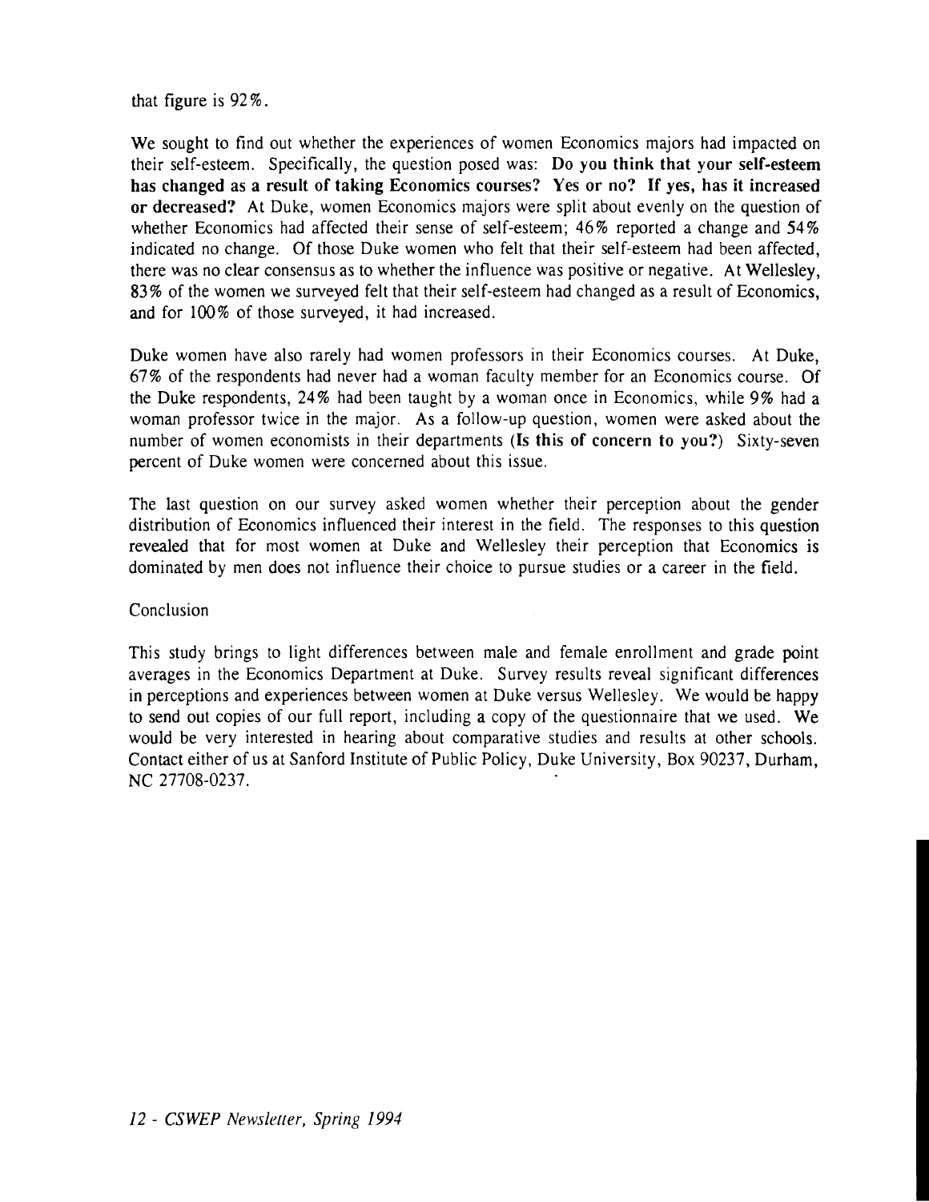that figure is 92%.

We sought to find out whether the experiences of women Economics majors had impacted on their self-esteem. Specifically, the question posed was: **Do you think that your self-esteem has changed as a result of taking Economics courses? Yes or no? If yes, has it increased or decreased?** At Duke, women Economics majors were split about evenly on the question of whether Economics had affected their sense of self-esteem; 46% reported a change and 54% indicated no change. Of those Duke women who felt that their self-esteem had been affected, there was no clear consensus as to whether the influence was positive or negative. At Wellesley, 83% of the women we surveyed felt that their self-esteem had changed as a result of Economics, and for 100% of those surveyed, it had increased.

Duke women have also rarely had women professors in their Economics courses. At Duke, 67% of the respondents had never had a woman faculty member for an Economics course. Of the Duke respondents, 24% had been taught by a woman once in Economics, while 9% had a woman professor twice in the major. As a follow-up question, women were asked about the number of women economists in their departments (**Is this of concern to you?**) Sixty-seven percent of Duke women were concerned about this issue.

The last question on our survey asked women whether their perception about the gender distribution of Economics influenced their interest in the field. The responses to this question revealed that for most women at Duke and Wellesley their perception that Economics is dominated by men does not influence their choice to pursue studies or a career in the field.

## Conclusion

This study brings to light differences between male and female enrollment and grade point averages in the Economics Department at Duke. Survey results reveal significant differences in perceptions and experiences between women at Duke versus Wellesley. We would be happy to send out copies of our full report, including a copy of the questionnaire that we used. We would be very interested in hearing about comparative studies and results at other schools. Contact either of us at Sanford Institute of Public Policy, Duke University, Box 90237, Durham, NC 27708-0237.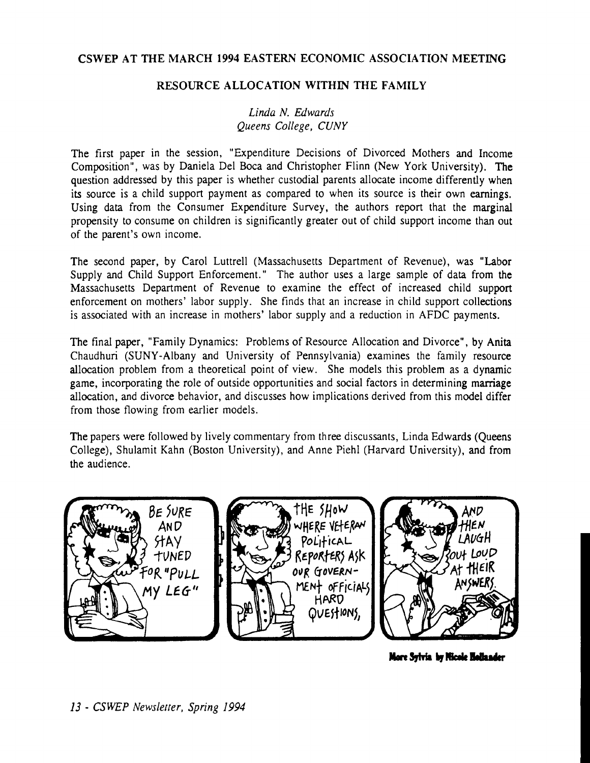## CSWEP AT THE MARCH 1994 EASTERN ECONOMIC ASSOCIATION MEETING

### RESOURCE ALLOCATION WITHIN THE FAMILY

*Linda N. Edwards*
*Queens College, CUNY*

The first paper in the session, "Expenditure Decisions of Divorced Mothers and Income Composition", was by Daniela Del Boca and Christopher Flinn (New York University). The question addressed by this paper is whether custodial parents allocate income differently when its source is a child support payment as compared to when its source is their own earnings. Using data from the Consumer Expenditure Survey, the authors report that the marginal propensity to consume on children is significantly greater out of child support income than out of the parent's own income.

The second paper, by Carol Luttrell (Massachusetts Department of Revenue), was "Labor Supply and Child Support Enforcement." The author uses a large sample of data from the Massachusetts Department of Revenue to examine the effect of increased child support enforcement on mothers' labor supply. She finds that an increase in child support collections is associated with an increase in mothers' labor supply and a reduction in AFDC payments.

The final paper, "Family Dynamics: Problems of Resource Allocation and Divorce", by Anita Chaudhuri (SUNY-Albany and University of Pennsylvania) examines the family resource allocation problem from a theoretical point of view. She models this problem as a dynamic game, incorporating the role of outside opportunities and social factors in determining marriage allocation, and divorce behavior, and discusses how implications derived from this model differ from those flowing from earlier models.

The papers were followed by lively commentary from three discussants, Linda Edwards (Queens College), Shulamit Kahn (Boston University), and Anne Piehl (Harvard University), and from the audience.

**More Sylvia by Nicole Hollander**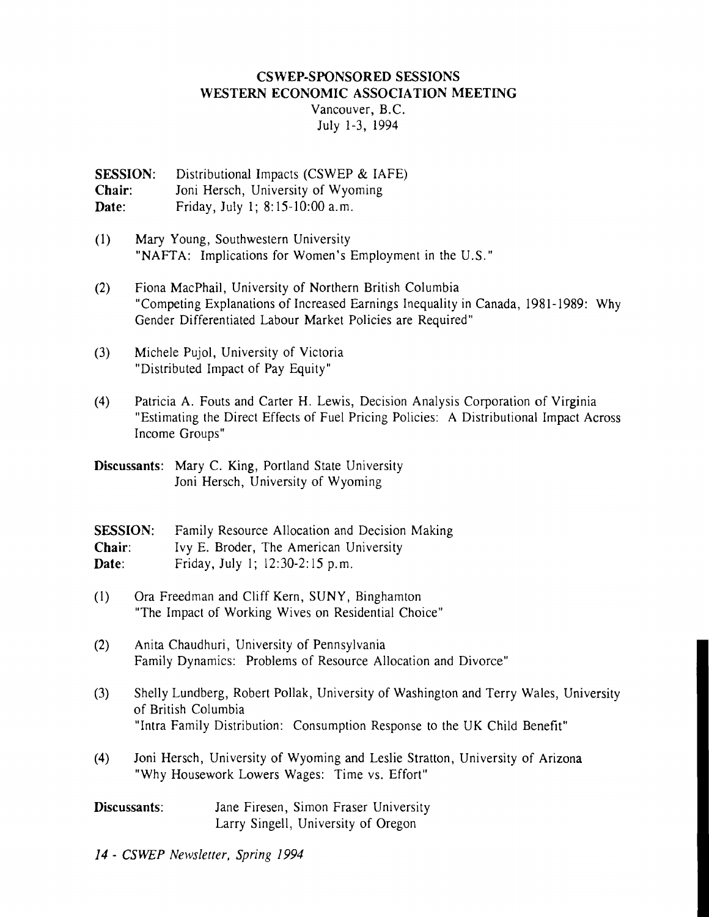## CSWEP-SPONSORED SESSIONS
## WESTERN ECONOMIC ASSOCIATION MEETING

Vancouver, B.C.
July 1-3, 1994

**SESSION:** Distributional Impacts (CSWEP & IAFE)
**Chair:** Joni Hersch, University of Wyoming
**Date:** Friday, July 1; 8:15-10:00 a.m.

(1) Mary Young, Southwestern University
"NAFTA: Implications for Women's Employment in the U.S."

(2) Fiona MacPhail, University of Northern British Columbia
"Competing Explanations of Increased Earnings Inequality in Canada, 1981-1989: Why Gender Differentiated Labour Market Policies are Required"

(3) Michele Pujol, University of Victoria
"Distributed Impact of Pay Equity"

(4) Patricia A. Fouts and Carter H. Lewis, Decision Analysis Corporation of Virginia
"Estimating the Direct Effects of Fuel Pricing Policies: A Distributional Impact Across Income Groups"

**Discussants:** Mary C. King, Portland State University
Joni Hersch, University of Wyoming

**SESSION:** Family Resource Allocation and Decision Making
**Chair:** Ivy E. Broder, The American University
**Date:** Friday, July 1; 12:30-2:15 p.m.

(1) Ora Freedman and Cliff Kern, SUNY, Binghamton
"The Impact of Working Wives on Residential Choice"

(2) Anita Chaudhuri, University of Pennsylvania
Family Dynamics: Problems of Resource Allocation and Divorce"

(3) Shelly Lundberg, Robert Pollak, University of Washington and Terry Wales, University of British Columbia
"Intra Family Distribution: Consumption Response to the UK Child Benefit"

(4) Joni Hersch, University of Wyoming and Leslie Stratton, University of Arizona
"Why Housework Lowers Wages: Time vs. Effort"

**Discussants:** Jane Firesen, Simon Fraser University
Larry Singell, University of Oregon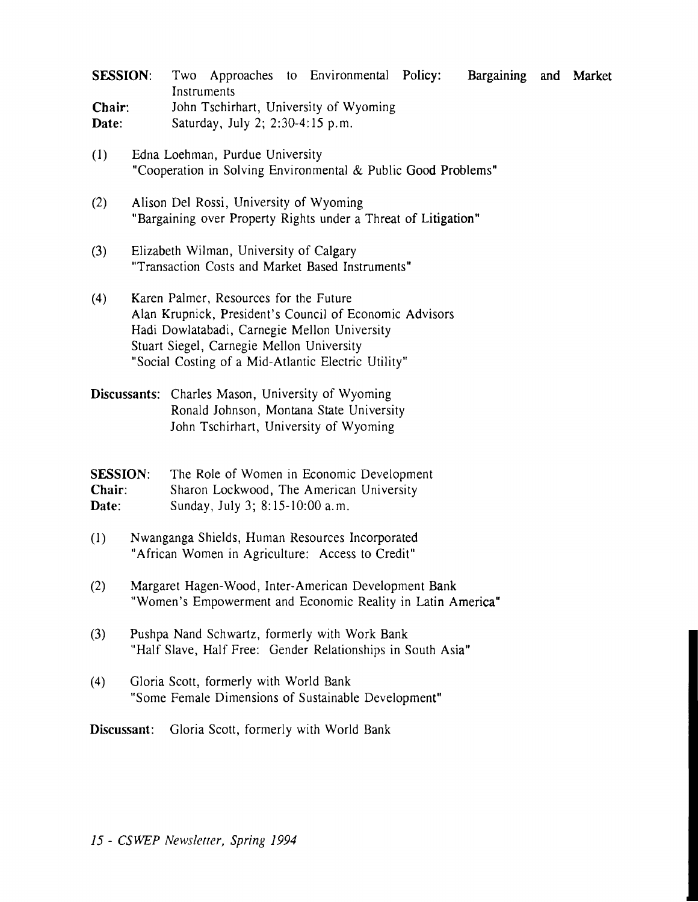**SESSION**: Two Approaches to Environmental Policy: Bargaining and Market Instruments
**Chair**: John Tschirhart, University of Wyoming
**Date**: Saturday, July 2; 2:30-4:15 p.m.

(1) Edna Loehman, Purdue University
"Cooperation in Solving Environmental & Public Good Problems"

(2) Alison Del Rossi, University of Wyoming
"Bargaining over Property Rights under a Threat of Litigation"

(3) Elizabeth Wilman, University of Calgary
"Transaction Costs and Market Based Instruments"

(4) Karen Palmer, Resources for the Future
Alan Krupnick, President's Council of Economic Advisors
Hadi Dowlatabadi, Carnegie Mellon University
Stuart Siegel, Carnegie Mellon University
"Social Costing of a Mid-Atlantic Electric Utility"

**Discussants**: Charles Mason, University of Wyoming
Ronald Johnson, Montana State University
John Tschirhart, University of Wyoming

**SESSION**: The Role of Women in Economic Development
**Chair**: Sharon Lockwood, The American University
**Date**: Sunday, July 3; 8:15-10:00 a.m.

(1) Nwanganga Shields, Human Resources Incorporated
"African Women in Agriculture: Access to Credit"

(2) Margaret Hagen-Wood, Inter-American Development Bank
"Women's Empowerment and Economic Reality in Latin America"

(3) Pushpa Nand Schwartz, formerly with Work Bank
"Half Slave, Half Free: Gender Relationships in South Asia"

(4) Gloria Scott, formerly with World Bank
"Some Female Dimensions of Sustainable Development"

**Discussant**: Gloria Scott, formerly with World Bank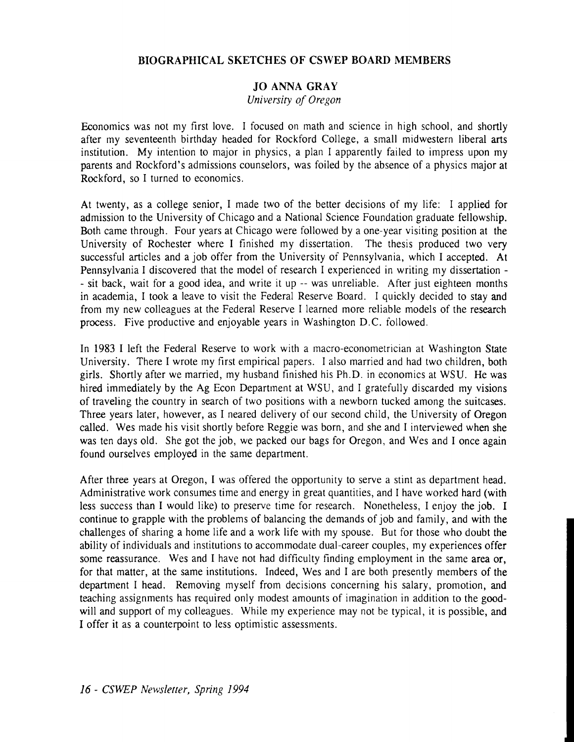## BIOGRAPHICAL SKETCHES OF CSWEP BOARD MEMBERS

### JO ANNA GRAY

*University of Oregon*

Economics was not my first love. I focused on math and science in high school, and shortly after my seventeenth birthday headed for Rockford College, a small midwestern liberal arts institution. My intention to major in physics, a plan I apparently failed to impress upon my parents and Rockford's admissions counselors, was foiled by the absence of a physics major at Rockford, so I turned to economics.

At twenty, as a college senior, I made two of the better decisions of my life: I applied for admission to the University of Chicago and a National Science Foundation graduate fellowship. Both came through. Four years at Chicago were followed by a one-year visiting position at the University of Rochester where I finished my dissertation. The thesis produced two very successful articles and a job offer from the University of Pennsylvania, which I accepted. At Pennsylvania I discovered that the model of research I experienced in writing my dissertation -- sit back, wait for a good idea, and write it up -- was unreliable. After just eighteen months in academia, I took a leave to visit the Federal Reserve Board. I quickly decided to stay and from my new colleagues at the Federal Reserve I learned more reliable models of the research process. Five productive and enjoyable years in Washington D.C. followed.

In 1983 I left the Federal Reserve to work with a macro-econometrician at Washington State University. There I wrote my first empirical papers. I also married and had two children, both girls. Shortly after we married, my husband finished his Ph.D. in economics at WSU. He was hired immediately by the Ag Econ Department at WSU, and I gratefully discarded my visions of traveling the country in search of two positions with a newborn tucked among the suitcases. Three years later, however, as I neared delivery of our second child, the University of Oregon called. Wes made his visit shortly before Reggie was born, and she and I interviewed when she was ten days old. She got the job, we packed our bags for Oregon, and Wes and I once again found ourselves employed in the same department.

After three years at Oregon, I was offered the opportunity to serve a stint as department head. Administrative work consumes time and energy in great quantities, and I have worked hard (with less success than I would like) to preserve time for research. Nonetheless, I enjoy the job. I continue to grapple with the problems of balancing the demands of job and family, and with the challenges of sharing a home life and a work life with my spouse. But for those who doubt the ability of individuals and institutions to accommodate dual-career couples, my experiences offer some reassurance. Wes and I have not had difficulty finding employment in the same area or, for that matter, at the same institutions. Indeed, Wes and I are both presently members of the department I head. Removing myself from decisions concerning his salary, promotion, and teaching assignments has required only modest amounts of imagination in addition to the good-will and support of my colleagues. While my experience may not be typical, it is possible, and I offer it as a counterpoint to less optimistic assessments.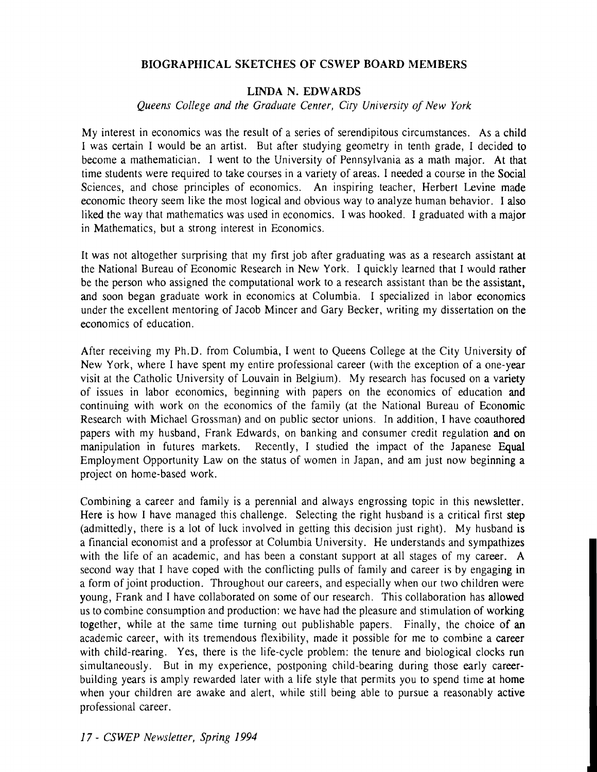## BIOGRAPHICAL SKETCHES OF CSWEP BOARD MEMBERS

### LINDA N. EDWARDS

*Queens College and the Graduate Center, City University of New York*

My interest in economics was the result of a series of serendipitous circumstances. As a child I was certain I would be an artist. But after studying geometry in tenth grade, I decided to become a mathematician. I went to the University of Pennsylvania as a math major. At that time students were required to take courses in a variety of areas. I needed a course in the Social Sciences, and chose principles of economics. An inspiring teacher, Herbert Levine made economic theory seem like the most logical and obvious way to analyze human behavior. I also liked the way that mathematics was used in economics. I was hooked. I graduated with a major in Mathematics, but a strong interest in Economics.

It was not altogether surprising that my first job after graduating was as a research assistant at the National Bureau of Economic Research in New York. I quickly learned that I would rather be the person who assigned the computational work to a research assistant than be the assistant, and soon began graduate work in economics at Columbia. I specialized in labor economics under the excellent mentoring of Jacob Mincer and Gary Becker, writing my dissertation on the economics of education.

After receiving my Ph.D. from Columbia, I went to Queens College at the City University of New York, where I have spent my entire professional career (with the exception of a one-year visit at the Catholic University of Louvain in Belgium). My research has focused on a variety of issues in labor economics, beginning with papers on the economics of education and continuing with work on the economics of the family (at the National Bureau of Economic Research with Michael Grossman) and on public sector unions. In addition, I have coauthored papers with my husband, Frank Edwards, on banking and consumer credit regulation and on manipulation in futures markets. Recently, I studied the impact of the Japanese Equal Employment Opportunity Law on the status of women in Japan, and am just now beginning a project on home-based work.

Combining a career and family is a perennial and always engrossing topic in this newsletter. Here is how I have managed this challenge. Selecting the right husband is a critical first step (admittedly, there is a lot of luck involved in getting this decision just right). My husband is a financial economist and a professor at Columbia University. He understands and sympathizes with the life of an academic, and has been a constant support at all stages of my career. A second way that I have coped with the conflicting pulls of family and career is by engaging in a form of joint production. Throughout our careers, and especially when our two children were young, Frank and I have collaborated on some of our research. This collaboration has allowed us to combine consumption and production: we have had the pleasure and stimulation of working together, while at the same time turning out publishable papers. Finally, the choice of an academic career, with its tremendous flexibility, made it possible for me to combine a career with child-rearing. Yes, there is the life-cycle problem: the tenure and biological clocks run simultaneously. But in my experience, postponing child-bearing during those early career-building years is amply rewarded later with a life style that permits you to spend time at home when your children are awake and alert, while still being able to pursue a reasonably active professional career.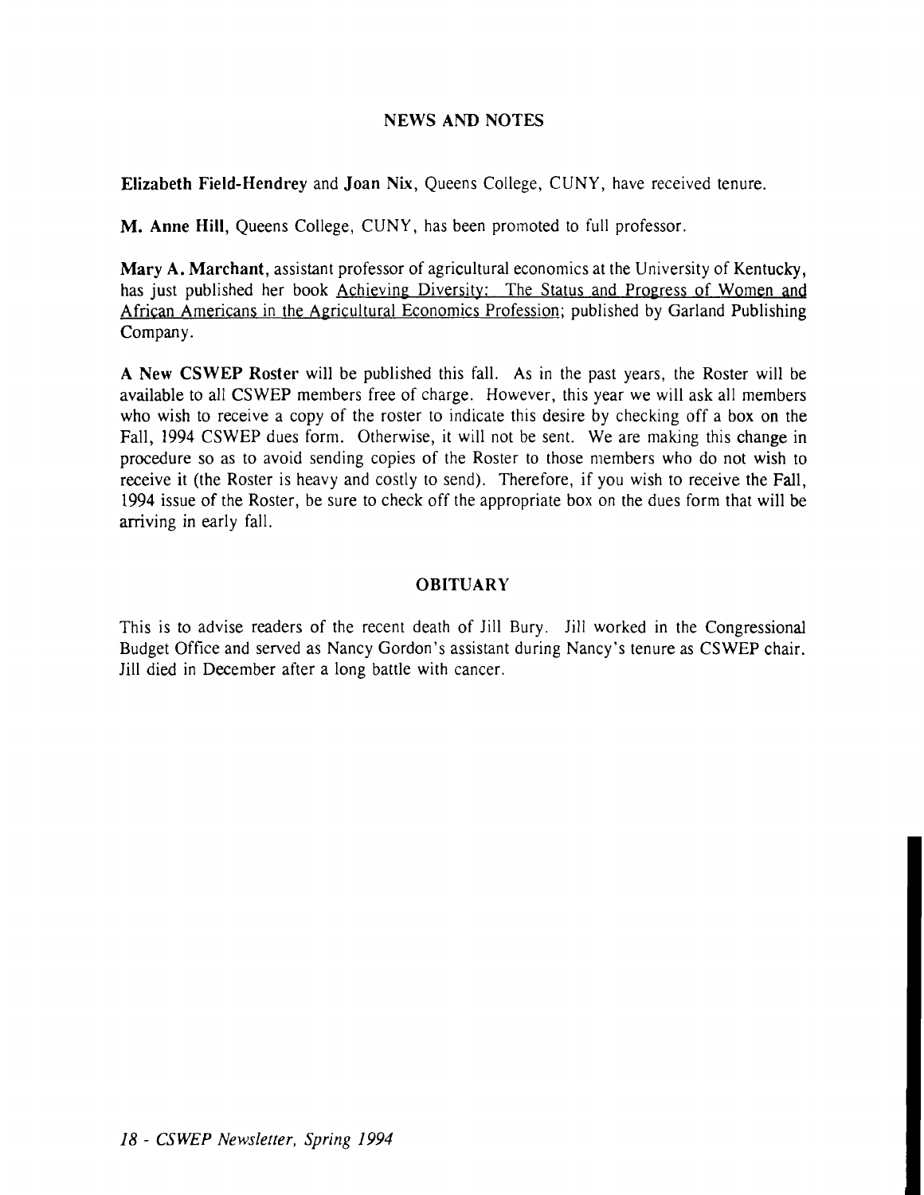## NEWS AND NOTES

**Elizabeth Field-Hendrey** and **Joan Nix**, Queens College, CUNY, have received tenure.

**M. Anne Hill**, Queens College, CUNY, has been promoted to full professor.

**Mary A. Marchant**, assistant professor of agricultural economics at the University of Kentucky, has just published her book Achieving Diversity: The Status and Progress of Women and African Americans in the Agricultural Economics Profession; published by Garland Publishing Company.

**A New CSWEP Roster** will be published this fall. As in the past years, the Roster will be available to all CSWEP members free of charge. However, this year we will ask all members who wish to receive a copy of the roster to indicate this desire by checking off a box on the Fall, 1994 CSWEP dues form. Otherwise, it will not be sent. We are making this change in procedure so as to avoid sending copies of the Roster to those members who do not wish to receive it (the Roster is heavy and costly to send). Therefore, if you wish to receive the Fall, 1994 issue of the Roster, be sure to check off the appropriate box on the dues form that will be arriving in early fall.

## OBITUARY

This is to advise readers of the recent death of Jill Bury. Jill worked in the Congressional Budget Office and served as Nancy Gordon's assistant during Nancy's tenure as CSWEP chair. Jill died in December after a long battle with cancer.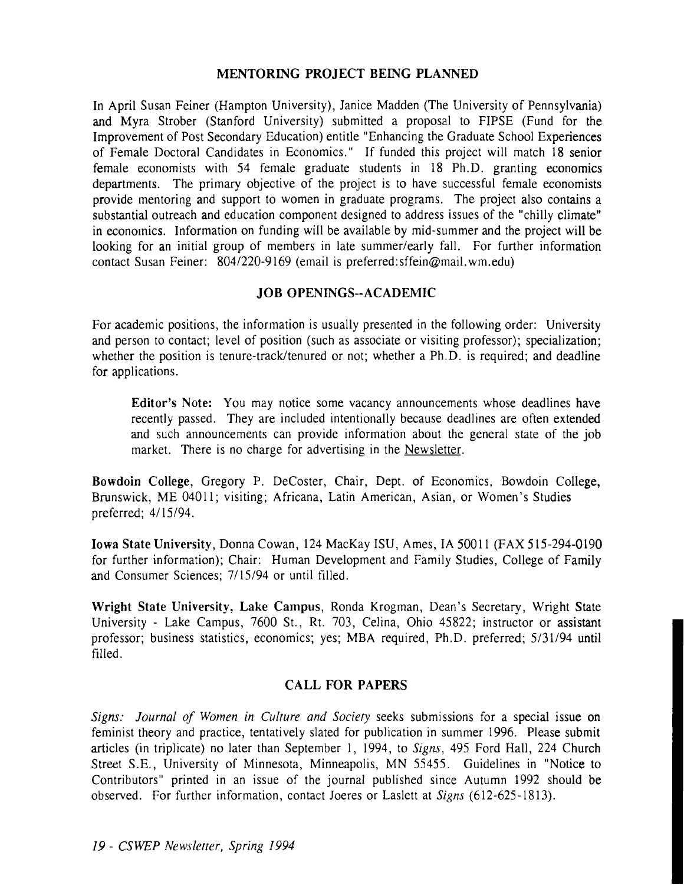## MENTORING PROJECT BEING PLANNED

In April Susan Feiner (Hampton University), Janice Madden (The University of Pennsylvania) and Myra Strober (Stanford University) submitted a proposal to FIPSE (Fund for the Improvement of Post Secondary Education) entitle "Enhancing the Graduate School Experiences of Female Doctoral Candidates in Economics." If funded this project will match 18 senior female economists with 54 female graduate students in 18 Ph.D. granting economics departments. The primary objective of the project is to have successful female economists provide mentoring and support to women in graduate programs. The project also contains a substantial outreach and education component designed to address issues of the "chilly climate" in economics. Information on funding will be available by mid-summer and the project will be looking for an initial group of members in late summer/early fall. For further information contact Susan Feiner: 804/220-9169 (email is preferred:sffein@mail.wm.edu)

## JOB OPENINGS--ACADEMIC

For academic positions, the information is usually presented in the following order: University and person to contact; level of position (such as associate or visiting professor); specialization; whether the position is tenure-track/tenured or not; whether a Ph.D. is required; and deadline for applications.

> **Editor's Note:** You may notice some vacancy announcements whose deadlines have recently passed. They are included intentionally because deadlines are often extended and such announcements can provide information about the general state of the job market. There is no charge for advertising in the Newsletter.

**Bowdoin College**, Gregory P. DeCoster, Chair, Dept. of Economics, Bowdoin College, Brunswick, ME 04011; visiting; Africana, Latin American, Asian, or Women's Studies preferred; 4/15/94.

**Iowa State University**, Donna Cowan, 124 MacKay ISU, Ames, IA 50011 (FAX 515-294-0190 for further information); Chair: Human Development and Family Studies, College of Family and Consumer Sciences; 7/15/94 or until filled.

**Wright State University, Lake Campus**, Ronda Krogman, Dean's Secretary, Wright State University - Lake Campus, 7600 St., Rt. 703, Celina, Ohio 45822; instructor or assistant professor; business statistics, economics; yes; MBA required, Ph.D. preferred; 5/31/94 until filled.

## CALL FOR PAPERS

*Signs: Journal of Women in Culture and Society* seeks submissions for a special issue on feminist theory and practice, tentatively slated for publication in summer 1996. Please submit articles (in triplicate) no later than September 1, 1994, to *Signs*, 495 Ford Hall, 224 Church Street S.E., University of Minnesota, Minneapolis, MN 55455. Guidelines in "Notice to Contributors" printed in an issue of the journal published since Autumn 1992 should be observed. For further information, contact Joeres or Laslett at *Signs* (612-625-1813).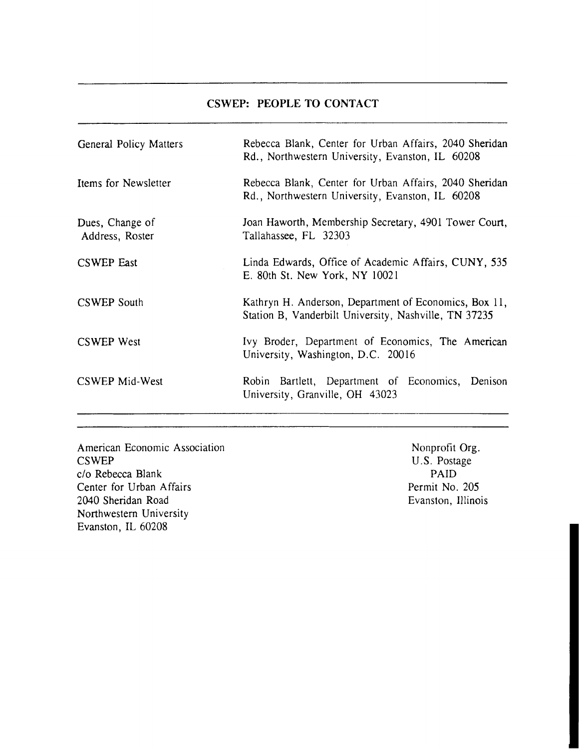## CSWEP: PEOPLE TO CONTACT

| | |
|---|---|
| General Policy Matters | Rebecca Blank, Center for Urban Affairs, 2040 Sheridan Rd., Northwestern University, Evanston, IL 60208 |
| Items for Newsletter | Rebecca Blank, Center for Urban Affairs, 2040 Sheridan Rd., Northwestern University, Evanston, IL 60208 |
| Dues, Change of Address, Roster | Joan Haworth, Membership Secretary, 4901 Tower Court, Tallahassee, FL 32303 |
| CSWEP East | Linda Edwards, Office of Academic Affairs, CUNY, 535 E. 80th St. New York, NY 10021 |
| CSWEP South | Kathryn H. Anderson, Department of Economics, Box 11, Station B, Vanderbilt University, Nashville, TN 37235 |
| CSWEP West | Ivy Broder, Department of Economics, The American University, Washington, D.C. 20016 |
| CSWEP Mid-West | Robin Bartlett, Department of Economics, Denison University, Granville, OH 43023 |

American Economic Association
CSWEP
c/o Rebecca Blank
Center for Urban Affairs
2040 Sheridan Road
Northwestern University
Evanston, IL 60208

Nonprofit Org.
U.S. Postage
PAID
Permit No. 205
Evanston, Illinois